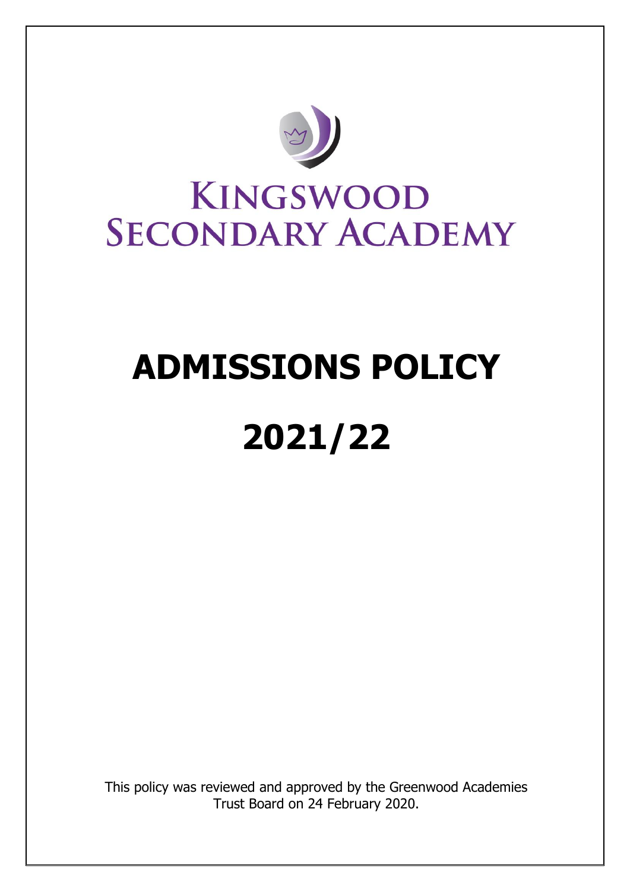# Kingswood Secondary Academy

# ADMISSIONS POLICY

# 2021/22

This policy was reviewed and approved by the Greenwood Academies Trust Board on 24 February 2020.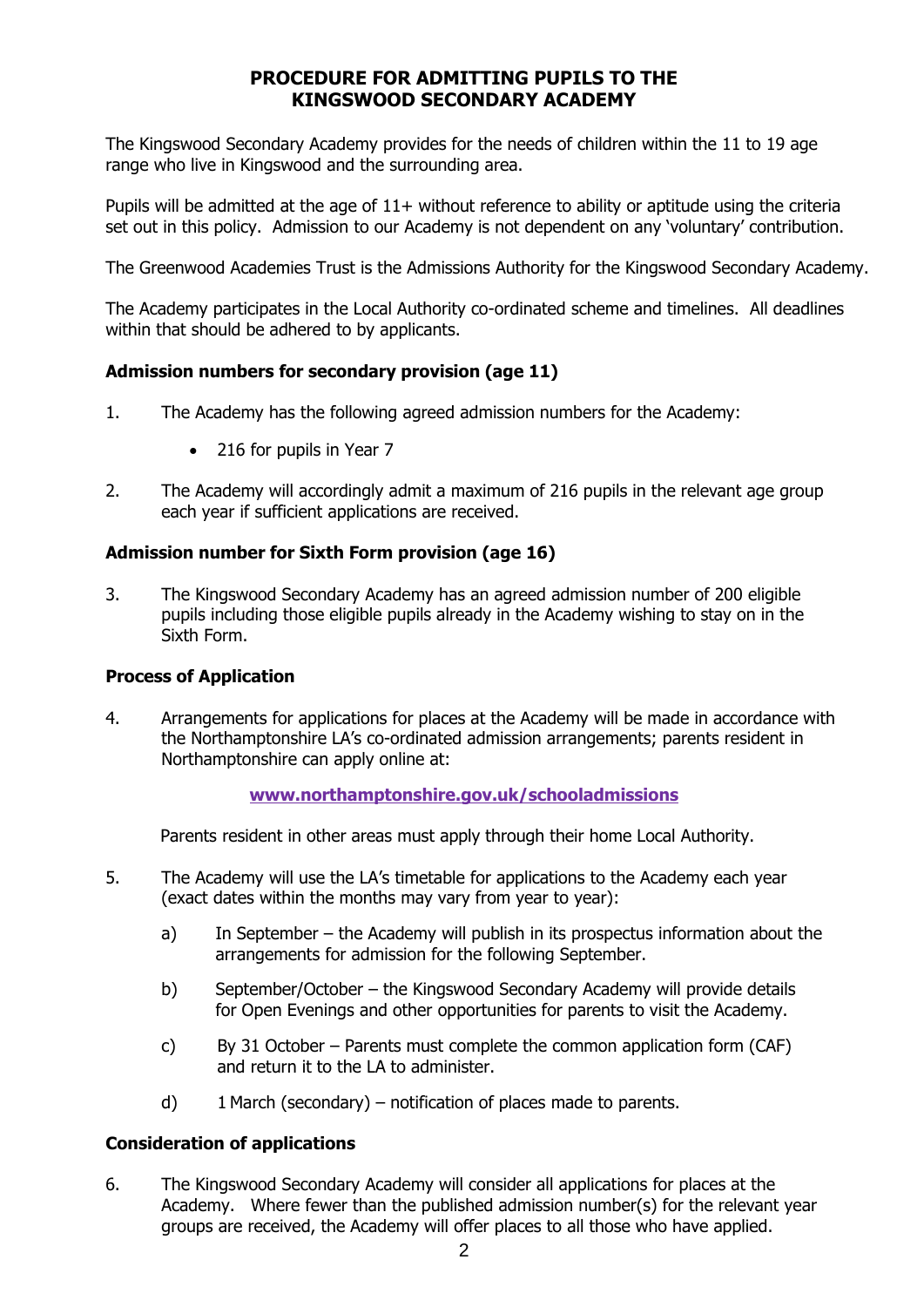# PROCEDURE FOR ADMITTING PUPILS TO THE KINGSWOOD SECONDARY ACADEMY

The Kingswood Secondary Academy provides for the needs of children within the 11 to 19 age range who live in Kingswood and the surrounding area.

Pupils will be admitted at the age of 11+ without reference to ability or aptitude using the criteria set out in this policy. Admission to our Academy is not dependent on any 'voluntary' contribution.

The Greenwood Academies Trust is the Admissions Authority for the Kingswood Secondary Academy.

The Academy participates in the Local Authority co-ordinated scheme and timelines. All deadlines within that should be adhered to by applicants.

### Admission numbers for secondary provision (age 11)

1. The Academy has the following agreed admission numbers for the Academy:

    - 216 for pupils in Year 7

2. The Academy will accordingly admit a maximum of 216 pupils in the relevant age group each year if sufficient applications are received.

### Admission number for Sixth Form provision (age 16)

3. The Kingswood Secondary Academy has an agreed admission number of 200 eligible pupils including those eligible pupils already in the Academy wishing to stay on in the Sixth Form.

### Process of Application

4. Arrangements for applications for places at the Academy will be made in accordance with the Northamptonshire LA's co-ordinated admission arrangements; parents resident in Northamptonshire can apply online at:

    **www.northamptonshire.gov.uk/schooladmissions**

    Parents resident in other areas must apply through their home Local Authority.

5. The Academy will use the LA's timetable for applications to the Academy each year (exact dates within the months may vary from year to year):

    a) In September – the Academy will publish in its prospectus information about the arrangements for admission for the following September.

    b) September/October – the Kingswood Secondary Academy will provide details for Open Evenings and other opportunities for parents to visit the Academy.

    c) By 31 October – Parents must complete the common application form (CAF) and return it to the LA to administer.

    d) 1 March (secondary) – notification of places made to parents.

### Consideration of applications

6. The Kingswood Secondary Academy will consider all applications for places at the Academy. Where fewer than the published admission number(s) for the relevant year groups are received, the Academy will offer places to all those who have applied.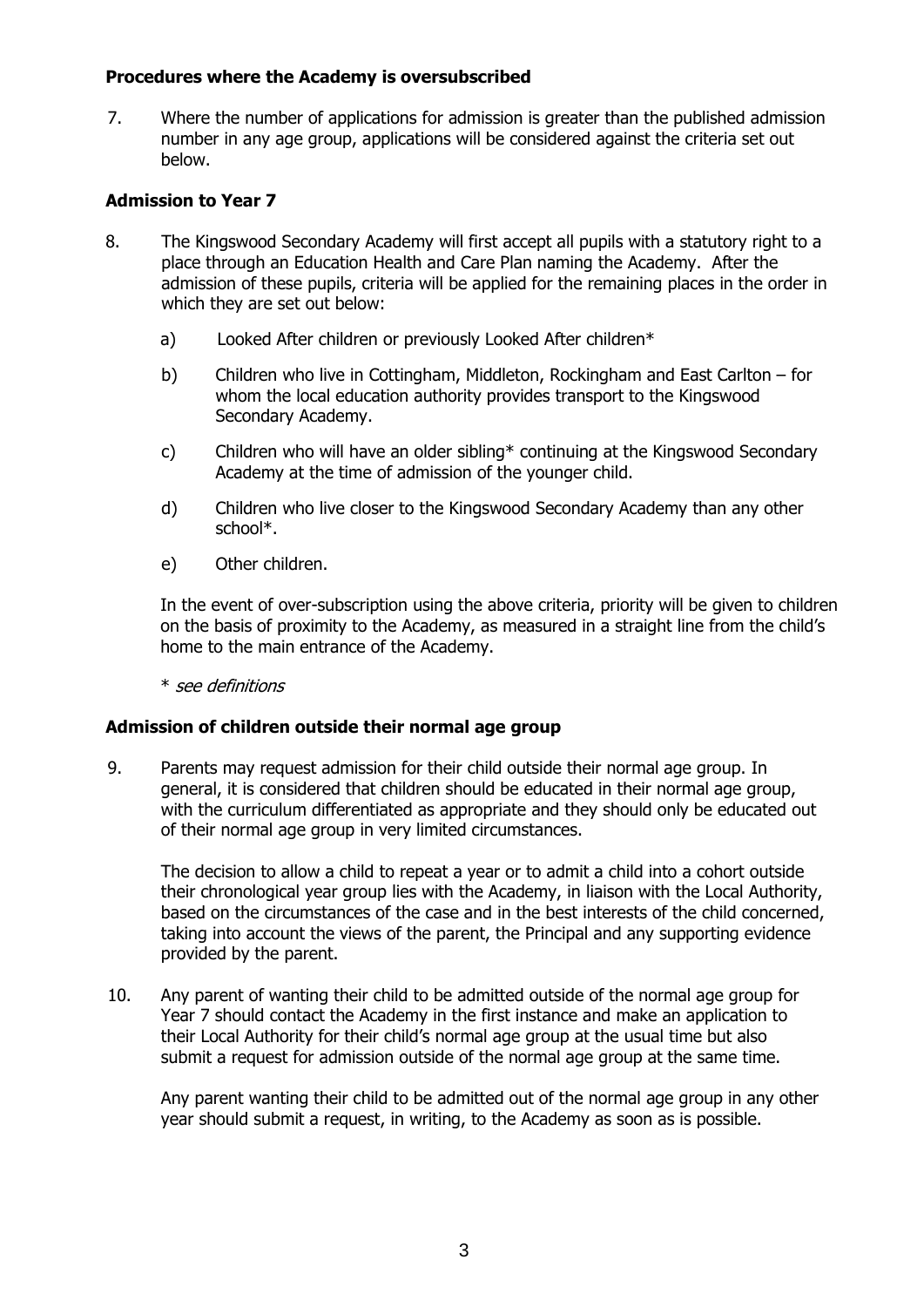**Procedures where the Academy is oversubscribed**

7. Where the number of applications for admission is greater than the published admission number in any age group, applications will be considered against the criteria set out below.

**Admission to Year 7**

8. The Kingswood Secondary Academy will first accept all pupils with a statutory right to a place through an Education Health and Care Plan naming the Academy. After the admission of these pupils, criteria will be applied for the remaining places in the order in which they are set out below:

   a) Looked After children or previously Looked After children*

   b) Children who live in Cottingham, Middleton, Rockingham and East Carlton – for whom the local education authority provides transport to the Kingswood Secondary Academy.

   c) Children who will have an older sibling* continuing at the Kingswood Secondary Academy at the time of admission of the younger child.

   d) Children who live closer to the Kingswood Secondary Academy than any other school*.

   e) Other children.

   In the event of over-subscription using the above criteria, priority will be given to children on the basis of proximity to the Academy, as measured in a straight line from the child's home to the main entrance of the Academy.

   * *see definitions*

**Admission of children outside their normal age group**

9. Parents may request admission for their child outside their normal age group. In general, it is considered that children should be educated in their normal age group, with the curriculum differentiated as appropriate and they should only be educated out of their normal age group in very limited circumstances.

   The decision to allow a child to repeat a year or to admit a child into a cohort outside their chronological year group lies with the Academy, in liaison with the Local Authority, based on the circumstances of the case and in the best interests of the child concerned, taking into account the views of the parent, the Principal and any supporting evidence provided by the parent.

10. Any parent of wanting their child to be admitted outside of the normal age group for Year 7 should contact the Academy in the first instance and make an application to their Local Authority for their child's normal age group at the usual time but also submit a request for admission outside of the normal age group at the same time.

    Any parent wanting their child to be admitted out of the normal age group in any other year should submit a request, in writing, to the Academy as soon as is possible.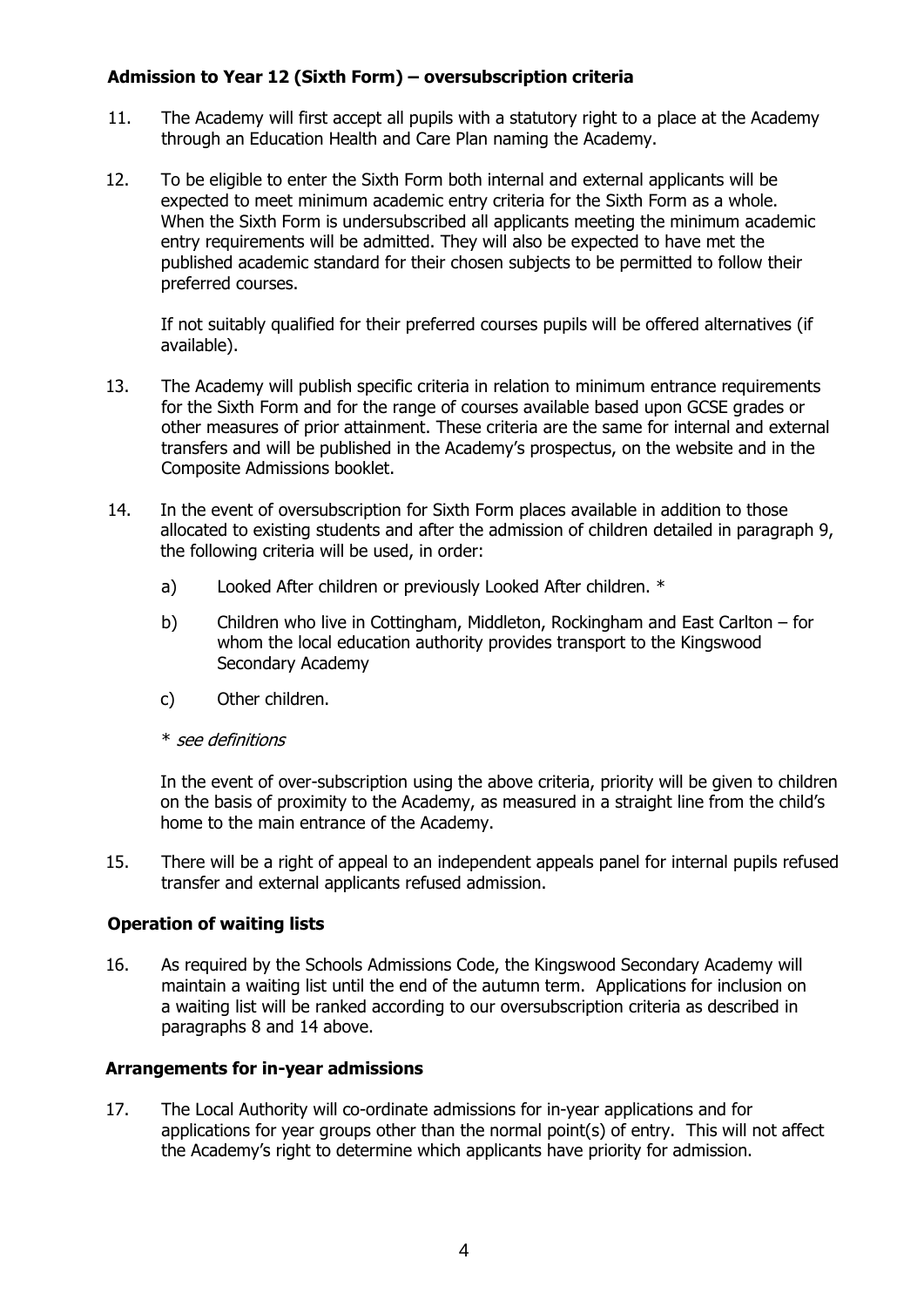### Admission to Year 12 (Sixth Form) – oversubscription criteria

11. The Academy will first accept all pupils with a statutory right to a place at the Academy through an Education Health and Care Plan naming the Academy.

12. To be eligible to enter the Sixth Form both internal and external applicants will be expected to meet minimum academic entry criteria for the Sixth Form as a whole. When the Sixth Form is undersubscribed all applicants meeting the minimum academic entry requirements will be admitted. They will also be expected to have met the published academic standard for their chosen subjects to be permitted to follow their preferred courses.

    If not suitably qualified for their preferred courses pupils will be offered alternatives (if available).

13. The Academy will publish specific criteria in relation to minimum entrance requirements for the Sixth Form and for the range of courses available based upon GCSE grades or other measures of prior attainment. These criteria are the same for internal and external transfers and will be published in the Academy's prospectus, on the website and in the Composite Admissions booklet.

14. In the event of oversubscription for Sixth Form places available in addition to those allocated to existing students and after the admission of children detailed in paragraph 9, the following criteria will be used, in order:

    a) Looked After children or previously Looked After children. *

    b) Children who live in Cottingham, Middleton, Rockingham and East Carlton – for whom the local education authority provides transport to the Kingswood Secondary Academy

    c) Other children.

    * *see definitions*

    In the event of over-subscription using the above criteria, priority will be given to children on the basis of proximity to the Academy, as measured in a straight line from the child's home to the main entrance of the Academy.

15. There will be a right of appeal to an independent appeals panel for internal pupils refused transfer and external applicants refused admission.

### Operation of waiting lists

16. As required by the Schools Admissions Code, the Kingswood Secondary Academy will maintain a waiting list until the end of the autumn term. Applications for inclusion on a waiting list will be ranked according to our oversubscription criteria as described in paragraphs 8 and 14 above.

### Arrangements for in-year admissions

17. The Local Authority will co-ordinate admissions for in-year applications and for applications for year groups other than the normal point(s) of entry. This will not affect the Academy's right to determine which applicants have priority for admission.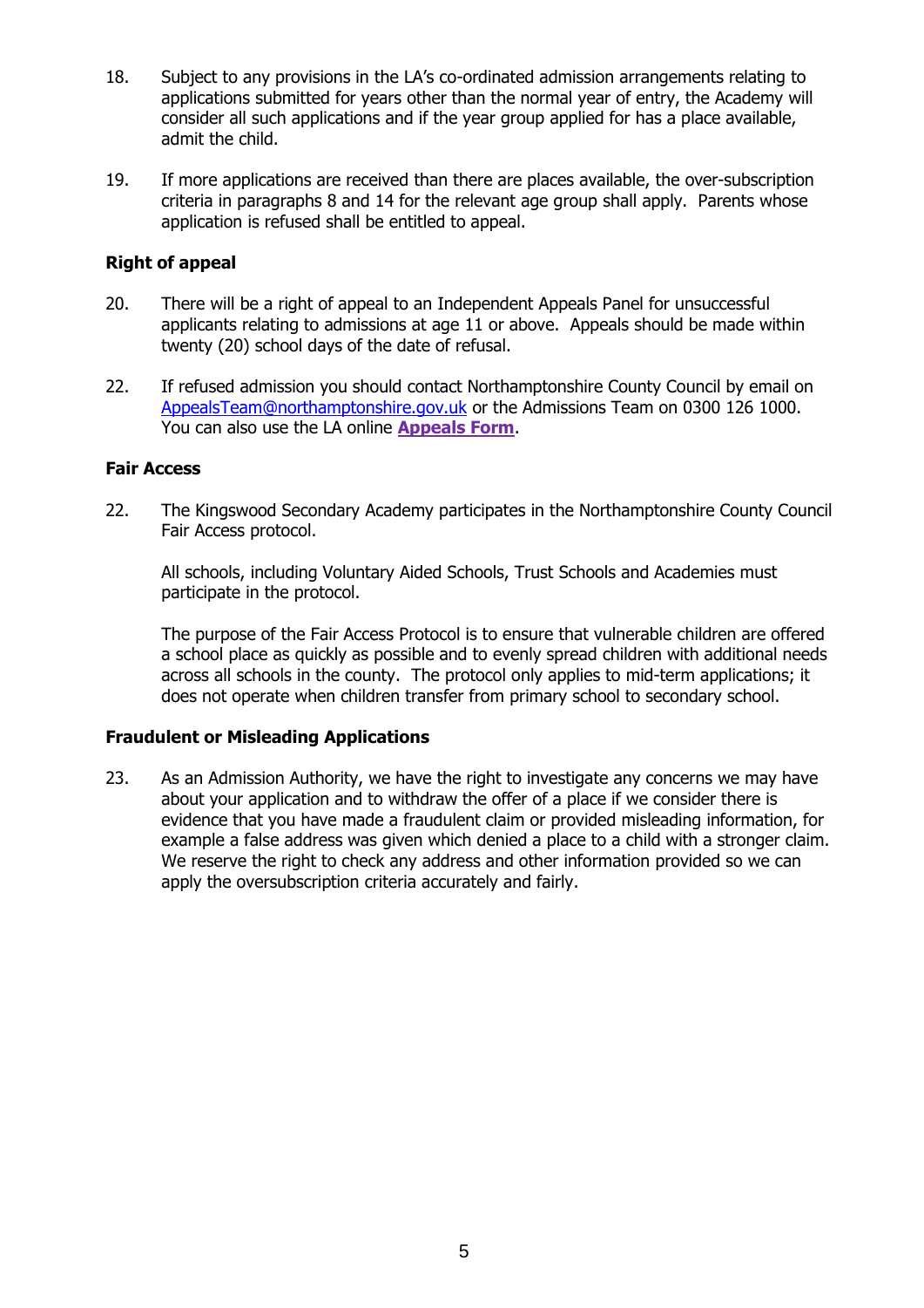18. Subject to any provisions in the LA's co-ordinated admission arrangements relating to applications submitted for years other than the normal year of entry, the Academy will consider all such applications and if the year group applied for has a place available, admit the child.

19. If more applications are received than there are places available, the over-subscription criteria in paragraphs 8 and 14 for the relevant age group shall apply. Parents whose application is refused shall be entitled to appeal.

**Right of appeal**

20. There will be a right of appeal to an Independent Appeals Panel for unsuccessful applicants relating to admissions at age 11 or above. Appeals should be made within twenty (20) school days of the date of refusal.

22. If refused admission you should contact Northamptonshire County Council by email on AppealsTeam@northamptonshire.gov.uk or the Admissions Team on 0300 126 1000. You can also use the LA online **Appeals Form**.

**Fair Access**

22. The Kingswood Secondary Academy participates in the Northamptonshire County Council Fair Access protocol.

    All schools, including Voluntary Aided Schools, Trust Schools and Academies must participate in the protocol.

    The purpose of the Fair Access Protocol is to ensure that vulnerable children are offered a school place as quickly as possible and to evenly spread children with additional needs across all schools in the county. The protocol only applies to mid-term applications; it does not operate when children transfer from primary school to secondary school.

**Fraudulent or Misleading Applications**

23. As an Admission Authority, we have the right to investigate any concerns we may have about your application and to withdraw the offer of a place if we consider there is evidence that you have made a fraudulent claim or provided misleading information, for example a false address was given which denied a place to a child with a stronger claim. We reserve the right to check any address and other information provided so we can apply the oversubscription criteria accurately and fairly.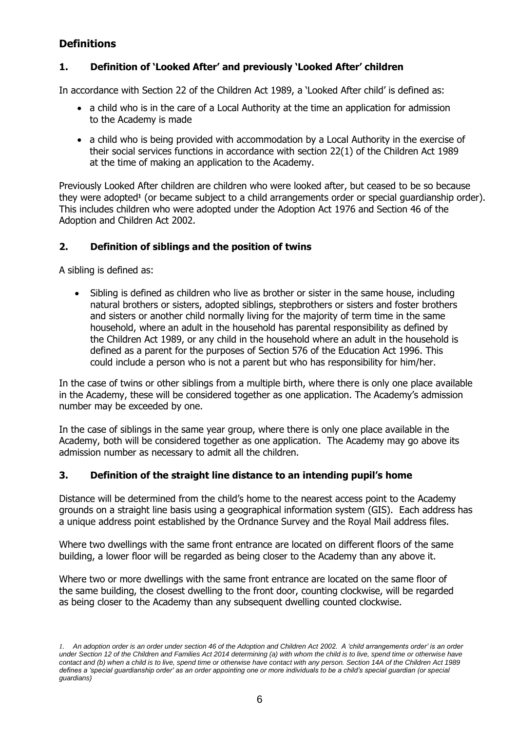## Definitions

### 1. Definition of 'Looked After' and previously 'Looked After' children

In accordance with Section 22 of the Children Act 1989, a 'Looked After child' is defined as:

- a child who is in the care of a Local Authority at the time an application for admission to the Academy is made
- a child who is being provided with accommodation by a Local Authority in the exercise of their social services functions in accordance with section 22(1) of the Children Act 1989 at the time of making an application to the Academy.

Previously Looked After children are children who were looked after, but ceased to be so because they were adopted[1] (or became subject to a child arrangements order or special guardianship order). This includes children who were adopted under the Adoption Act 1976 and Section 46 of the Adoption and Children Act 2002.

### 2. Definition of siblings and the position of twins

A sibling is defined as:

- Sibling is defined as children who live as brother or sister in the same house, including natural brothers or sisters, adopted siblings, stepbrothers or sisters and foster brothers and sisters or another child normally living for the majority of term time in the same household, where an adult in the household has parental responsibility as defined by the Children Act 1989, or any child in the household where an adult in the household is defined as a parent for the purposes of Section 576 of the Education Act 1996. This could include a person who is not a parent but who has responsibility for him/her.

In the case of twins or other siblings from a multiple birth, where there is only one place available in the Academy, these will be considered together as one application. The Academy's admission number may be exceeded by one.

In the case of siblings in the same year group, where there is only one place available in the Academy, both will be considered together as one application. The Academy may go above its admission number as necessary to admit all the children.

### 3. Definition of the straight line distance to an intending pupil's home

Distance will be determined from the child's home to the nearest access point to the Academy grounds on a straight line basis using a geographical information system (GIS). Each address has a unique address point established by the Ordnance Survey and the Royal Mail address files.

Where two dwellings with the same front entrance are located on different floors of the same building, a lower floor will be regarded as being closer to the Academy than any above it.

Where two or more dwellings with the same front entrance are located on the same floor of the same building, the closest dwelling to the front door, counting clockwise, will be regarded as being closer to the Academy than any subsequent dwelling counted clockwise.

*1. An adoption order is an order under section 46 of the Adoption and Children Act 2002. A 'child arrangements order' is an order under Section 12 of the Children and Families Act 2014 determining (a) with whom the child is to live, spend time or otherwise have contact and (b) when a child is to live, spend time or otherwise have contact with any person. Section 14A of the Children Act 1989 defines a 'special guardianship order' as an order appointing one or more individuals to be a child's special guardian (or special guardians)*